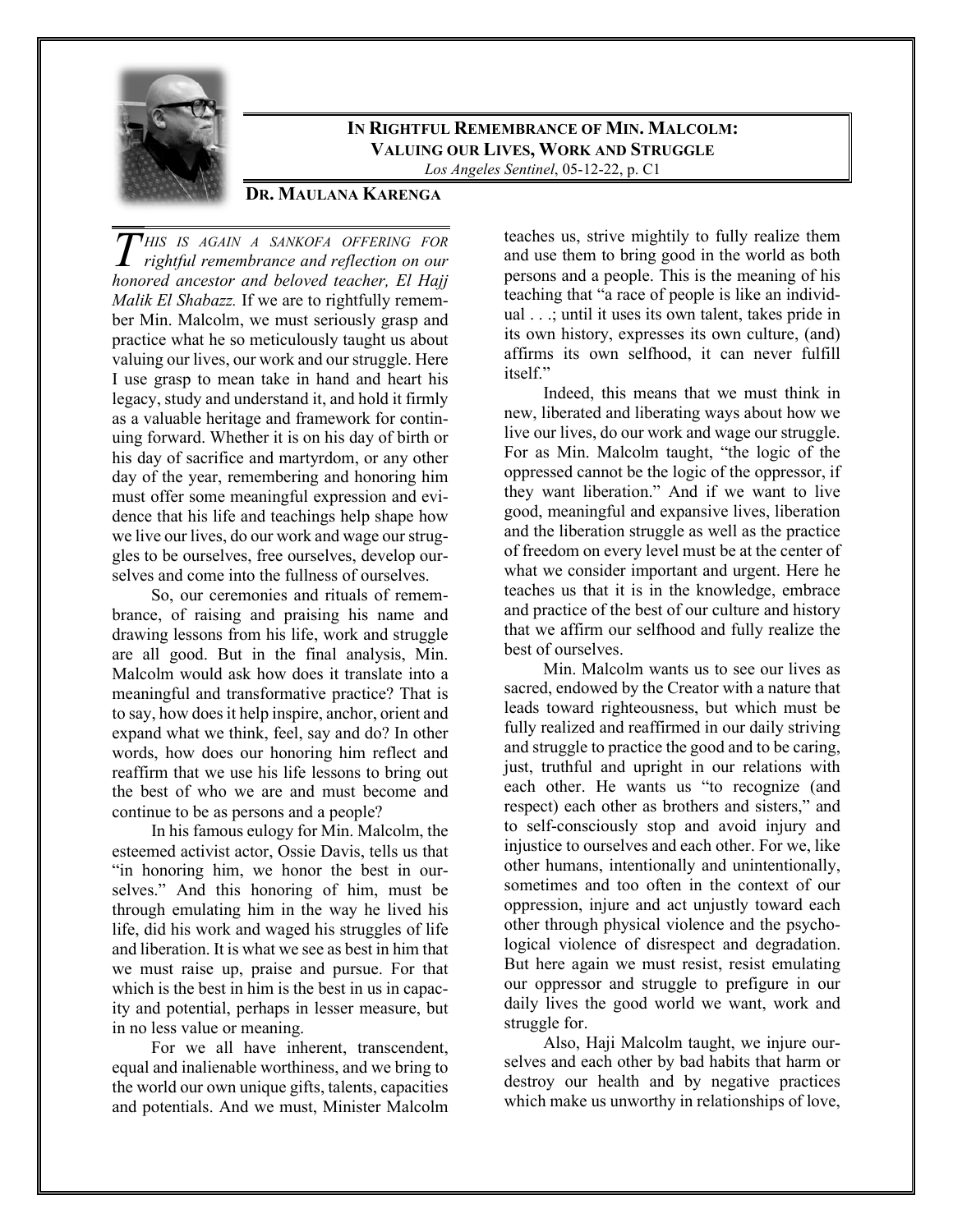## In Rightful Remembrance of Min. Malcolm: Valuing our Lives, Work and Struggle

*Los Angeles Sentinel*, 05-12-22, p. C1

**Dr. Maulana Karenga**

*This is again a Sankofa offering for rightful remembrance and reflection on our honored ancestor and beloved teacher, El Hajj Malik El Shabazz.* If we are to rightfully remember Min. Malcolm, we must seriously grasp and practice what he so meticulously taught us about valuing our lives, our work and our struggle. Here I use grasp to mean take in hand and heart his legacy, study and understand it, and hold it firmly as a valuable heritage and framework for continuing forward. Whether it is on his day of birth or his day of sacrifice and martyrdom, or any other day of the year, remembering and honoring him must offer some meaningful expression and evidence that his life and teachings help shape how we live our lives, do our work and wage our struggles to be ourselves, free ourselves, develop ourselves and come into the fullness of ourselves.

So, our ceremonies and rituals of remembrance, of raising and praising his name and drawing lessons from his life, work and struggle are all good. But in the final analysis, Min. Malcolm would ask how does it translate into a meaningful and transformative practice? That is to say, how does it help inspire, anchor, orient and expand what we think, feel, say and do? In other words, how does our honoring him reflect and reaffirm that we use his life lessons to bring out the best of who we are and must become and continue to be as persons and a people?

In his famous eulogy for Min. Malcolm, the esteemed activist actor, Ossie Davis, tells us that "in honoring him, we honor the best in ourselves." And this honoring of him, must be through emulating him in the way he lived his life, did his work and waged his struggles of life and liberation. It is what we see as best in him that we must raise up, praise and pursue. For that which is the best in him is the best in us in capacity and potential, perhaps in lesser measure, but in no less value or meaning.

For we all have inherent, transcendent, equal and inalienable worthiness, and we bring to the world our own unique gifts, talents, capacities and potentials. And we must, Minister Malcolm teaches us, strive mightily to fully realize them and use them to bring good in the world as both persons and a people. This is the meaning of his teaching that "a race of people is like an individual . . .; until it uses its own talent, takes pride in its own history, expresses its own culture, (and) affirms its own selfhood, it can never fulfill itself."

Indeed, this means that we must think in new, liberated and liberating ways about how we live our lives, do our work and wage our struggle. For as Min. Malcolm taught, "the logic of the oppressed cannot be the logic of the oppressor, if they want liberation." And if we want to live good, meaningful and expansive lives, liberation and the liberation struggle as well as the practice of freedom on every level must be at the center of what we consider important and urgent. Here he teaches us that it is in the knowledge, embrace and practice of the best of our culture and history that we affirm our selfhood and fully realize the best of ourselves.

Min. Malcolm wants us to see our lives as sacred, endowed by the Creator with a nature that leads toward righteousness, but which must be fully realized and reaffirmed in our daily striving and struggle to practice the good and to be caring, just, truthful and upright in our relations with each other. He wants us "to recognize (and respect) each other as brothers and sisters," and to self-consciously stop and avoid injury and injustice to ourselves and each other. For we, like other humans, intentionally and unintentionally, sometimes and too often in the context of our oppression, injure and act unjustly toward each other through physical violence and the psychological violence of disrespect and degradation. But here again we must resist, resist emulating our oppressor and struggle to prefigure in our daily lives the good world we want, work and struggle for.

Also, Haji Malcolm taught, we injure ourselves and each other by bad habits that harm or destroy our health and by negative practices which make us unworthy in relationships of love,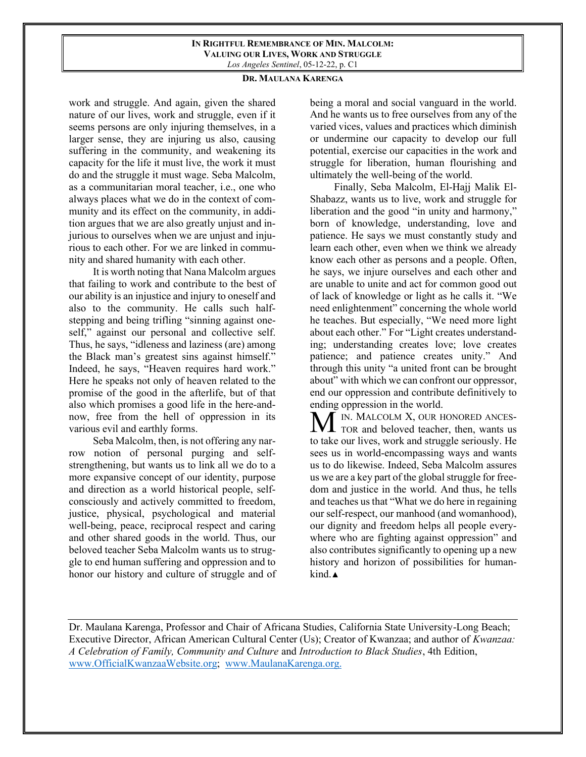work and struggle. And again, given the shared nature of our lives, work and struggle, even if it seems persons are only injuring themselves, in a larger sense, they are injuring us also, causing suffering in the community, and weakening its capacity for the life it must live, the work it must do and the struggle it must wage. Seba Malcolm, as a communitarian moral teacher, i.e., one who always places what we do in the context of community and its effect on the community, in addition argues that we are also greatly unjust and injurious to ourselves when we are unjust and injurious to each other. For we are linked in community and shared humanity with each other.

It is worth noting that Nana Malcolm argues that failing to work and contribute to the best of our ability is an injustice and injury to oneself and also to the community. He calls such half-stepping and being trifling "sinning against oneself," against our personal and collective self. Thus, he says, "idleness and laziness (are) among the Black man's greatest sins against himself." Indeed, he says, "Heaven requires hard work." Here he speaks not only of heaven related to the promise of the good in the afterlife, but of that also which promises a good life in the here-and-now, free from the hell of oppression in its various evil and earthly forms.

Seba Malcolm, then, is not offering any narrow notion of personal purging and self-strengthening, but wants us to link all we do to a more expansive concept of our identity, purpose and direction as a world historical people, self-consciously and actively committed to freedom, justice, physical, psychological and material well-being, peace, reciprocal respect and caring and other shared goods in the world. Thus, our beloved teacher Seba Malcolm wants us to struggle to end human suffering and oppression and to honor our history and culture of struggle and of being a moral and social vanguard in the world. And he wants us to free ourselves from any of the varied vices, values and practices which diminish or undermine our capacity to develop our full potential, exercise our capacities in the work and struggle for liberation, human flourishing and ultimately the well-being of the world.

Finally, Seba Malcolm, El-Hajj Malik El-Shabazz, wants us to live, work and struggle for liberation and the good "in unity and harmony," born of knowledge, understanding, love and patience. He says we must constantly study and learn each other, even when we think we already know each other as persons and a people. Often, he says, we injure ourselves and each other and are unable to unite and act for common good out of lack of knowledge or light as he calls it. "We need enlightenment" concerning the whole world he teaches. But especially, "We need more light about each other." For "Light creates understanding; understanding creates love; love creates patience; and patience creates unity." And through this unity "a united front can be brought about" with which we can confront our oppressor, end our oppression and contribute definitively to ending oppression in the world.

MIN. MALCOLM X, OUR HONORED ANCESTOR and beloved teacher, then, wants us to take our lives, work and struggle seriously. He sees us in world-encompassing ways and wants us to do likewise. Indeed, Seba Malcolm assures us we are a key part of the global struggle for freedom and justice in the world. And thus, he tells and teaches us that "What we do here in regaining our self-respect, our manhood (and womanhood), our dignity and freedom helps all people everywhere who are fighting against oppression" and also contributes significantly to opening up a new history and horizon of possibilities for humankind.▲

---

Dr. Maulana Karenga, Professor and Chair of Africana Studies, California State University-Long Beach; Executive Director, African American Cultural Center (Us); Creator of Kwanzaa; and author of *Kwanzaa: A Celebration of Family, Community and Culture* and *Introduction to Black Studies*, 4th Edition, www.OfficialKwanzaaWebsite.org; www.MaulanaKarenga.org.